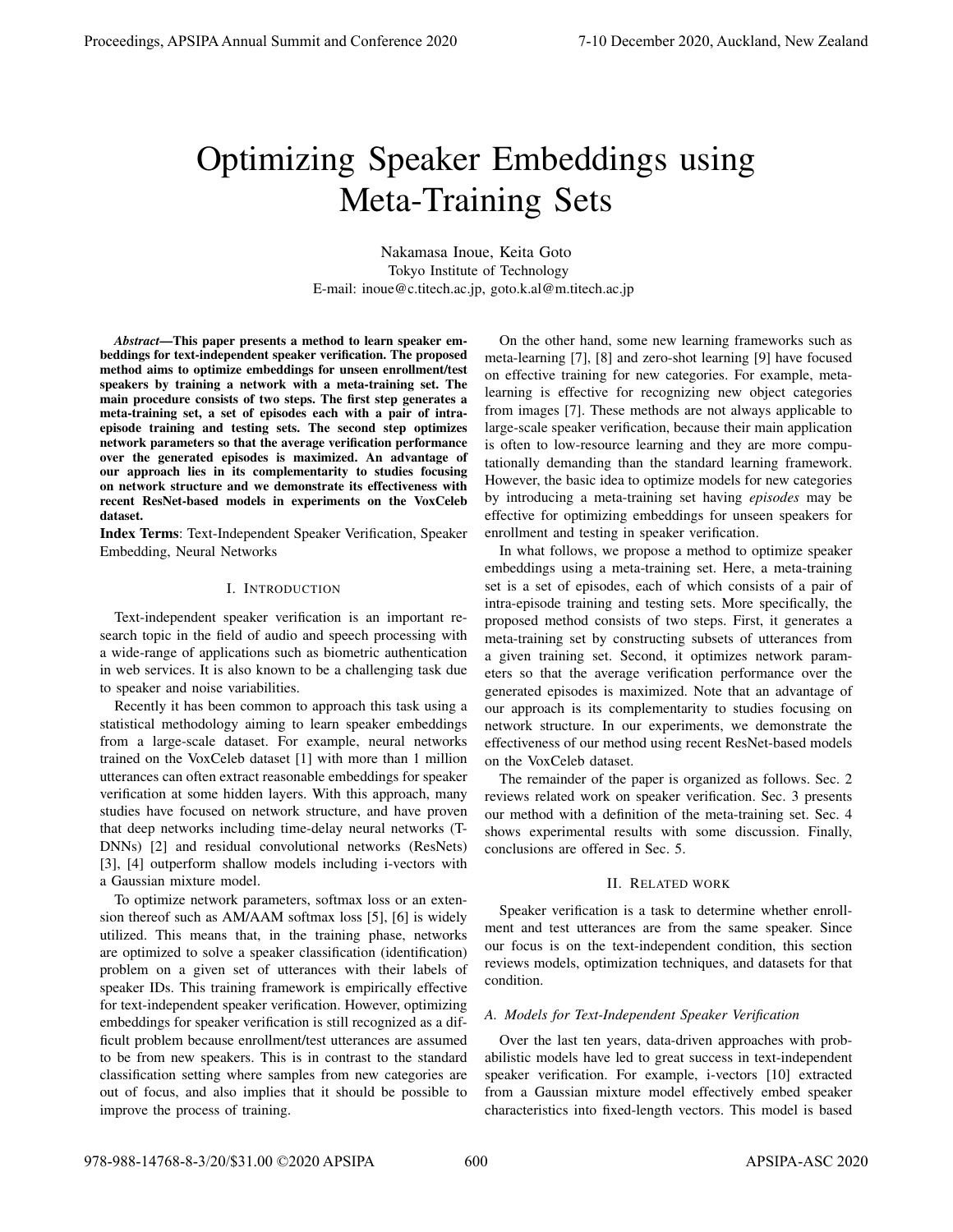# Optimizing Speaker Embeddings using Meta-Training Sets

Nakamasa Inoue, Keita Goto
Tokyo Institute of Technology
E-mail: inoue@c.titech.ac.jp, goto.k.al@m.titech.ac.jp

***Abstract*—This paper presents a method to learn speaker embeddings for text-independent speaker verification. The proposed method aims to optimize embeddings for unseen enrollment/test speakers by training a network with a meta-training set. The main procedure consists of two steps. The first step generates a meta-training set, a set of episodes each with a pair of intra-episode training and testing sets. The second step optimizes network parameters so that the average verification performance over the generated episodes is maximized. An advantage of our approach lies in its complementarity to studies focusing on network structure and we demonstrate its effectiveness with recent ResNet-based models in experiments on the VoxCeleb dataset.**

**Index Terms**: Text-Independent Speaker Verification, Speaker Embedding, Neural Networks

## I. Introduction

Text-independent speaker verification is an important research topic in the field of audio and speech processing with a wide-range of applications such as biometric authentication in web services. It is also known to be a challenging task due to speaker and noise variabilities.

Recently it has been common to approach this task using a statistical methodology aiming to learn speaker embeddings from a large-scale dataset. For example, neural networks trained on the VoxCeleb dataset [1] with more than 1 million utterances can often extract reasonable embeddings for speaker verification at some hidden layers. With this approach, many studies have focused on network structure, and have proven that deep networks including time-delay neural networks (T-DNNs) [2] and residual convolutional networks (ResNets) [3], [4] outperform shallow models including i-vectors with a Gaussian mixture model.

To optimize network parameters, softmax loss or an extension thereof such as AM/AAM softmax loss [5], [6] is widely utilized. This means that, in the training phase, networks are optimized to solve a speaker classification (identification) problem on a given set of utterances with their labels of speaker IDs. This training framework is empirically effective for text-independent speaker verification. However, optimizing embeddings for speaker verification is still recognized as a difficult problem because enrollment/test utterances are assumed to be from new speakers. This is in contrast to the standard classification setting where samples from new categories are out of focus, and also implies that it should be possible to improve the process of training.

On the other hand, some new learning frameworks such as meta-learning [7], [8] and zero-shot learning [9] have focused on effective training for new categories. For example, meta-learning is effective for recognizing new object categories from images [7]. These methods are not always applicable to large-scale speaker verification, because their main application is often to low-resource learning and they are more computationally demanding than the standard learning framework. However, the basic idea to optimize models for new categories by introducing a meta-training set having *episodes* may be effective for optimizing embeddings for unseen speakers for enrollment and testing in speaker verification.

In what follows, we propose a method to optimize speaker embeddings using a meta-training set. Here, a meta-training set is a set of episodes, each of which consists of a pair of intra-episode training and testing sets. More specifically, the proposed method consists of two steps. First, it generates a meta-training set by constructing subsets of utterances from a given training set. Second, it optimizes network parameters so that the average verification performance over the generated episodes is maximized. Note that an advantage of our approach is its complementarity to studies focusing on network structure. In our experiments, we demonstrate the effectiveness of our method using recent ResNet-based models on the VoxCeleb dataset.

The remainder of the paper is organized as follows. Sec. 2 reviews related work on speaker verification. Sec. 3 presents our method with a definition of the meta-training set. Sec. 4 shows experimental results with some discussion. Finally, conclusions are offered in Sec. 5.

## II. Related work

Speaker verification is a task to determine whether enrollment and test utterances are from the same speaker. Since our focus is on the text-independent condition, this section reviews models, optimization techniques, and datasets for that condition.

### A. Models for Text-Independent Speaker Verification

Over the last ten years, data-driven approaches with probabilistic models have led to great success in text-independent speaker verification. For example, i-vectors [10] extracted from a Gaussian mixture model effectively embed speaker characteristics into fixed-length vectors. This model is based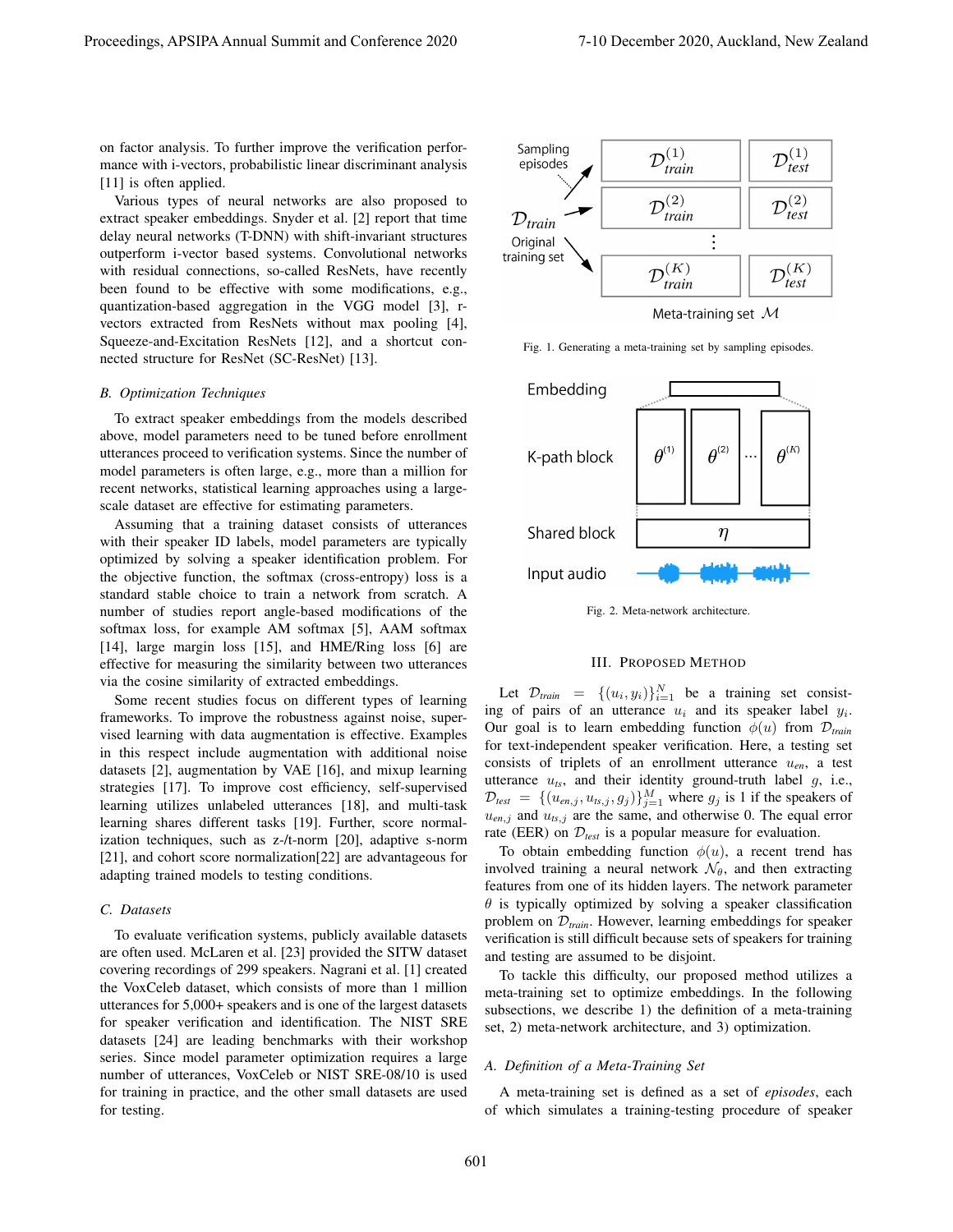on factor analysis. To further improve the verification performance with i-vectors, probabilistic linear discriminant analysis [11] is often applied.

Various types of neural networks are also proposed to extract speaker embeddings. Snyder et al. [2] report that time delay neural networks (T-DNN) with shift-invariant structures outperform i-vector based systems. Convolutional networks with residual connections, so-called ResNets, have recently been found to be effective with some modifications, e.g., quantization-based aggregation in the VGG model [3], r-vectors extracted from ResNets without max pooling [4], Squeeze-and-Excitation ResNets [12], and a shortcut connected structure for ResNet (SC-ResNet) [13].

### B. Optimization Techniques

To extract speaker embeddings from the models described above, model parameters need to be tuned before enrollment utterances proceed to verification systems. Since the number of model parameters is often large, e.g., more than a million for recent networks, statistical learning approaches using a large-scale dataset are effective for estimating parameters.

Assuming that a training dataset consists of utterances with their speaker ID labels, model parameters are typically optimized by solving a speaker identification problem. For the objective function, the softmax (cross-entropy) loss is a standard stable choice to train a network from scratch. A number of studies report angle-based modifications of the softmax loss, for example AM softmax [5], AAM softmax [14], large margin loss [15], and HME/Ring loss [6] are effective for measuring the similarity between two utterances via the cosine similarity of extracted embeddings.

Some recent studies focus on different types of learning frameworks. To improve the robustness against noise, supervised learning with data augmentation is effective. Examples in this respect include augmentation with additional noise datasets [2], augmentation by VAE [16], and mixup learning strategies [17]. To improve cost efficiency, self-supervised learning utilizes unlabeled utterances [18], and multi-task learning shares different tasks [19]. Further, score normalization techniques, such as z-/t-norm [20], adaptive s-norm [21], and cohort score normalization[22] are advantageous for adapting trained models to testing conditions.

### C. Datasets

To evaluate verification systems, publicly available datasets are often used. McLaren et al. [23] provided the SITW dataset covering recordings of 299 speakers. Nagrani et al. [1] created the VoxCeleb dataset, which consists of more than 1 million utterances for 5,000+ speakers and is one of the largest datasets for speaker verification and identification. The NIST SRE datasets [24] are leading benchmarks with their workshop series. Since model parameter optimization requires a large number of utterances, VoxCeleb or NIST SRE-08/10 is used for training in practice, and the other small datasets are used for testing.

Fig. 1. Generating a meta-training set by sampling episodes.

Fig. 2. Meta-network architecture.

## III. Proposed Method

Let $\mathcal{D}_{train} = \{(u_i, y_i)\}_{i=1}^{N}$ be a training set consisting of pairs of an utterance $u_i$ and its speaker label $y_i$. Our goal is to learn embedding function $\phi(u)$ from $\mathcal{D}_{train}$ for text-independent speaker verification. Here, a testing set consists of triplets of an enrollment utterance $u_{en}$, a test utterance $u_{ts}$, and their identity ground-truth label $g$, i.e., $\mathcal{D}_{test} = \{(u_{en,j}, u_{ts,j}, g_j)\}_{j=1}^{M}$ where $g_j$ is 1 if the speakers of $u_{en,j}$ and $u_{ts,j}$ are the same, and otherwise 0. The equal error rate (EER) on $\mathcal{D}_{test}$ is a popular measure for evaluation.

To obtain embedding function $\phi(u)$, a recent trend has involved training a neural network $\mathcal{N}_\theta$, and then extracting features from one of its hidden layers. The network parameter $\theta$ is typically optimized by solving a speaker classification problem on $\mathcal{D}_{train}$. However, learning embeddings for speaker verification is still difficult because sets of speakers for training and testing are assumed to be disjoint.

To tackle this difficulty, our proposed method utilizes a meta-training set to optimize embeddings. In the following subsections, we describe 1) the definition of a meta-training set, 2) meta-network architecture, and 3) optimization.

### A. Definition of a Meta-Training Set

A meta-training set is defined as a set of *episodes*, each of which simulates a training-testing procedure of speaker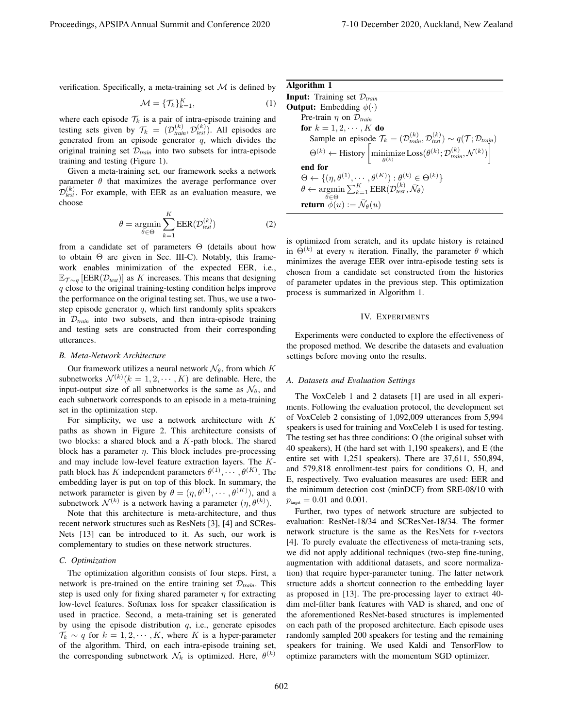verification. Specifically, a meta-training set $\mathcal{M}$ is defined by

$$\mathcal{M} = \{\mathcal{T}_k\}_{k=1}^{K}, \tag{1}$$

where each episode $\mathcal{T}_k$ is a pair of intra-episode training and testing sets given by $\mathcal{T}_k = (\mathcal{D}_{train}^{(k)}, \mathcal{D}_{test}^{(k)})$. All episodes are generated from an episode generator $q$, which divides the original training set $\mathcal{D}_{train}$ into two subsets for intra-episode training and testing (Figure 1).

Given a meta-training set, our framework seeks a network parameter $\theta$ that maximizes the average performance over $\mathcal{D}_{test}^{(k)}$. For example, with EER as an evaluation measure, we choose

$$\theta = \operatorname*{argmin}_{\theta \in \Theta} \sum_{k=1}^{K} \mathrm{EER}(\mathcal{D}_{test}^{(k)}) \tag{2}$$

from a candidate set of parameters $\Theta$ (details about how to obtain $\Theta$ are given in Sec. III-C). Notably, this framework enables minimization of the expected EER, i.e., $\mathbb{E}_{\mathcal{T} \sim q}[\mathrm{EER}(\mathcal{D}_{test})]$ as $K$ increases. This means that designing $q$ close to the original training-testing condition helps improve the performance on the original testing set. Thus, we use a two-step episode generator $q$, which first randomly splits speakers in $\mathcal{D}_{train}$ into two subsets, and then intra-episode training and testing sets are constructed from their corresponding utterances.

### B. Meta-Network Architecture

Our framework utilizes a neural network $\mathcal{N}_\theta$, from which $K$ subnetworks $\mathcal{N}^{(k)} (k = 1, 2, \cdots, K)$ are definable. Here, the input-output size of all subnetworks is the same as $\mathcal{N}_\theta$, and each subnetwork corresponds to an episode in a meta-training set in the optimization step.

For simplicity, we use a network architecture with $K$ paths as shown in Figure 2. This architecture consists of two blocks: a shared block and a $K$-path block. The shared block has a parameter $\eta$. This block includes pre-processing and may include low-level feature extraction layers. The $K$-path block has $K$ independent parameters $\theta^{(1)}, \cdots, \theta^{(K)}$. The embedding layer is put on top of this block. In summary, the network parameter is given by $\theta = (\eta, \theta^{(1)}, \cdots, \theta^{(K)})$, and a subnetwork $\mathcal{N}^{(k)}$ is a network having a parameter $(\eta, \theta^{(k)})$.

Note that this architecture is meta-architecture, and thus recent network structures such as ResNets [3], [4] and SCResNets [13] can be introduced to it. As such, our work is complementary to studies on these network structures.

### C. Optimization

The optimization algorithm consists of four steps. First, a network is pre-trained on the entire training set $\mathcal{D}_{train}$. This step is used only for fixing shared parameter $\eta$ for extracting low-level features. Softmax loss for speaker classification is used in practice. Second, a meta-training set is generated by using the episode distribution $q$, i.e., generate episodes $\mathcal{T}_k \sim q$ for $k = 1, 2, \cdots, K$, where $K$ is a hyper-parameter of the algorithm. Third, on each intra-episode training set, the corresponding subnetwork $\mathcal{N}_k$ is optimized. Here, $\theta^{(k)}$ is optimized from scratch, and its update history is retained in $\Theta^{(k)}$ at every $n$ iteration. Finally, the parameter $\theta$ which minimizes the average EER over intra-episode testing sets is chosen from a candidate set constructed from the histories of parameter updates in the previous step. This optimization process is summarized in Algorithm 1.

**Algorithm 1**

**Input:** Training set $\mathcal{D}_{train}$
**Output:** Embedding $\phi(\cdot)$

Pre-train $\eta$ on $\mathcal{D}_{train}$
**for** $k = 1, 2, \cdots, K$ **do**
  Sample an episode $\mathcal{T}_k = (\mathcal{D}_{train}^{(k)}, \mathcal{D}_{test}^{(k)}) \sim q(\mathcal{T}; \mathcal{D}_{train})$
  $\Theta^{(k)} \leftarrow \mathrm{History}\left[\operatorname*{minimize}_{\theta^{(k)}} \mathrm{Loss}(\theta^{(k)}; \mathcal{D}_{train}^{(k)}, \mathcal{N}^{(k)})\right]$
**end for**
$\Theta \leftarrow \{(\eta, \theta^{(1)}, \cdots, \theta^{(K)}) : \theta^{(k)} \in \Theta^{(k)}\}$
$\theta \leftarrow \operatorname*{argmin}_{\theta \in \Theta} \sum_{k=1}^{K} \mathrm{EER}(\mathcal{D}_{test}^{(k)}, \bar{\mathcal{N}}_\theta)$
**return** $\phi(u) := \bar{\mathcal{N}}_\theta(u)$

## IV. Experiments

Experiments were conducted to explore the effectiveness of the proposed method. We describe the datasets and evaluation settings before moving onto the results.

### A. Datasets and Evaluation Settings

The VoxCeleb 1 and 2 datasets [1] are used in all experiments. Following the evaluation protocol, the development set of VoxCeleb 2 consisting of 1,092,009 utterances from 5,994 speakers is used for training and VoxCeleb 1 is used for testing. The testing set has three conditions: O (the original subset with 40 speakers), H (the hard set with 1,190 speakers), and E (the entire set with 1,251 speakers). There are 37,611, 550,894, and 579,818 enrollment-test pairs for conditions O, H, and E, respectively. Two evaluation measures are used: EER and the minimum detection cost (minDCF) from SRE-08/10 with $p_{\text{target}} = 0.01$ and 0.001.

Further, two types of network structure are subjected to evaluation: ResNet-18/34 and SCResNet-18/34. The former network structure is the same as the ResNets for r-vectors [4]. To purely evaluate the effectiveness of meta-traning sets, we did not apply additional techniques (two-step fine-tuning, augmentation with additional datasets, and score normalization) that require hyper-parameter tuning. The latter network structure adds a shortcut connection to the embedding layer as proposed in [13]. The pre-processing layer to extract 40-dim mel-filter bank features with VAD is shared, and one of the aforementioned ResNet-based structures is implemented on each path of the proposed architecture. Each episode uses randomly sampled 200 speakers for testing and the remaining speakers for training. We used Kaldi and TensorFlow to optimize parameters with the momentum SGD optimizer.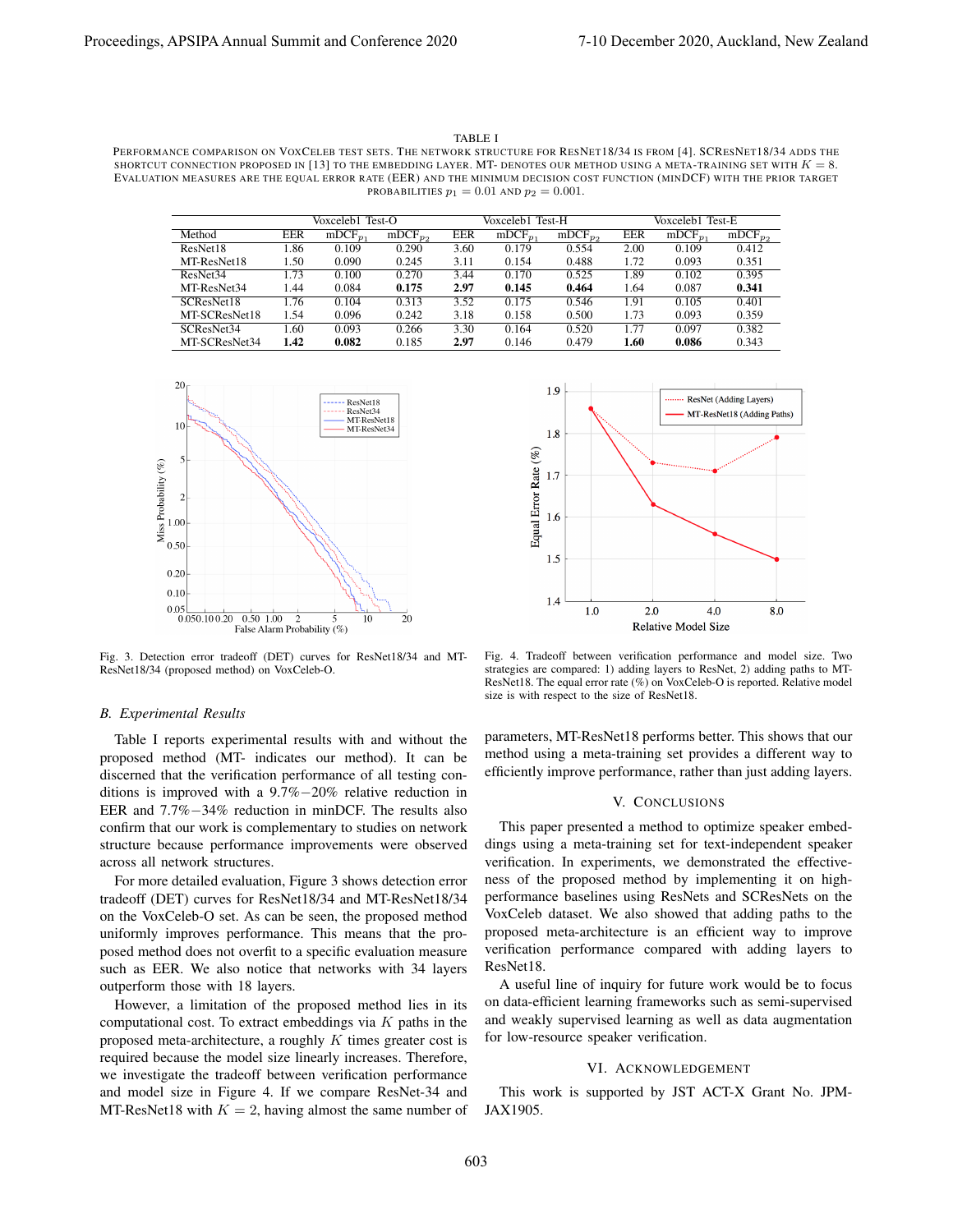TABLE I
PERFORMANCE COMPARISON ON VOXCELEB TEST SETS. THE NETWORK STRUCTURE FOR RESNET18/34 IS FROM [4]. SCRESNET18/34 ADDS THE SHORTCUT CONNECTION PROPOSED IN [13] TO THE EMBEDDING LAYER. MT- DENOTES OUR METHOD USING A META-TRAINING SET WITH $K = 8$. EVALUATION MEASURES ARE THE EQUAL ERROR RATE (EER) AND THE MINIMUM DECISION COST FUNCTION (MINDCF) WITH THE PRIOR TARGET PROBABILITIES $p_1 = 0.01$ AND $p_2 = 0.001$.

| | Voxceleb1 Test-O | | | Voxceleb1 Test-H | | | Voxceleb1 Test-E | | |
|---|---|---|---|---|---|---|---|---|---|
| Method | EER | mDCF$_{p_1}$ | mDCF$_{p_2}$ | EER | mDCF$_{p_1}$ | mDCF$_{p_2}$ | EER | mDCF$_{p_1}$ | mDCF$_{p_2}$ |
| ResNet18 | 1.86 | 0.109 | 0.290 | 3.60 | 0.179 | 0.554 | 2.00 | 0.109 | 0.412 |
| MT-ResNet18 | 1.50 | 0.090 | 0.245 | 3.11 | 0.154 | 0.488 | 1.72 | 0.093 | 0.351 |
| ResNet34 | 1.73 | 0.100 | 0.270 | 3.44 | 0.170 | 0.525 | 1.89 | 0.102 | 0.395 |
| MT-ResNet34 | 1.44 | 0.084 | **0.175** | **2.97** | **0.145** | **0.464** | 1.64 | 0.087 | **0.341** |
| SCResNet18 | 1.76 | 0.104 | 0.313 | 3.52 | 0.175 | 0.546 | 1.91 | 0.105 | 0.401 |
| MT-SCResNet18 | 1.54 | 0.096 | 0.242 | 3.18 | 0.158 | 0.500 | 1.73 | 0.093 | 0.359 |
| SCResNet34 | 1.60 | 0.093 | 0.266 | 3.30 | 0.164 | 0.520 | 1.77 | 0.097 | 0.382 |
| MT-SCResNet34 | **1.42** | **0.082** | 0.185 | **2.97** | 0.146 | 0.479 | **1.60** | **0.086** | 0.343 |

Fig. 3. Detection error tradeoff (DET) curves for ResNet18/34 and MT-ResNet18/34 (proposed method) on VoxCeleb-O.

Fig. 4. Tradeoff between verification performance and model size. Two strategies are compared: 1) adding layers to ResNet, 2) adding paths to MT-ResNet18. The equal error rate (%) on VoxCeleb-O is reported. Relative model size is with respect to the size of ResNet18.

### B. Experimental Results

Table I reports experimental results with and without the proposed method (MT- indicates our method). It can be discerned that the verification performance of all testing conditions is improved with a 9.7%−20% relative reduction in EER and 7.7%−34% reduction in minDCF. The results also confirm that our work is complementary to studies on network structure because performance improvements were observed across all network structures.

For more detailed evaluation, Figure 3 shows detection error tradeoff (DET) curves for ResNet18/34 and MT-ResNet18/34 on the VoxCeleb-O set. As can be seen, the proposed method uniformly improves performance. This means that the proposed method does not overfit to a specific evaluation measure such as EER. We also notice that networks with 34 layers outperform those with 18 layers.

However, a limitation of the proposed method lies in its computational cost. To extract embeddings via $K$ paths in the proposed meta-architecture, a roughly $K$ times greater cost is required because the model size linearly increases. Therefore, we investigate the tradeoff between verification performance and model size in Figure 4. If we compare ResNet-34 and MT-ResNet18 with $K = 2$, having almost the same number of parameters, MT-ResNet18 performs better. This shows that our method using a meta-training set provides a different way to efficiently improve performance, rather than just adding layers.

## V. CONCLUSIONS

This paper presented a method to optimize speaker embeddings using a meta-training set for text-independent speaker verification. In experiments, we demonstrated the effectiveness of the proposed method by implementing it on high-performance baselines using ResNets and SCResNets on the VoxCeleb dataset. We also showed that adding paths to the proposed meta-architecture is an efficient way to improve verification performance compared with adding layers to ResNet18.

A useful line of inquiry for future work would be to focus on data-efficient learning frameworks such as semi-supervised and weakly supervised learning as well as data augmentation for low-resource speaker verification.

## VI. ACKNOWLEDGEMENT

This work is supported by JST ACT-X Grant No. JPMJAX1905.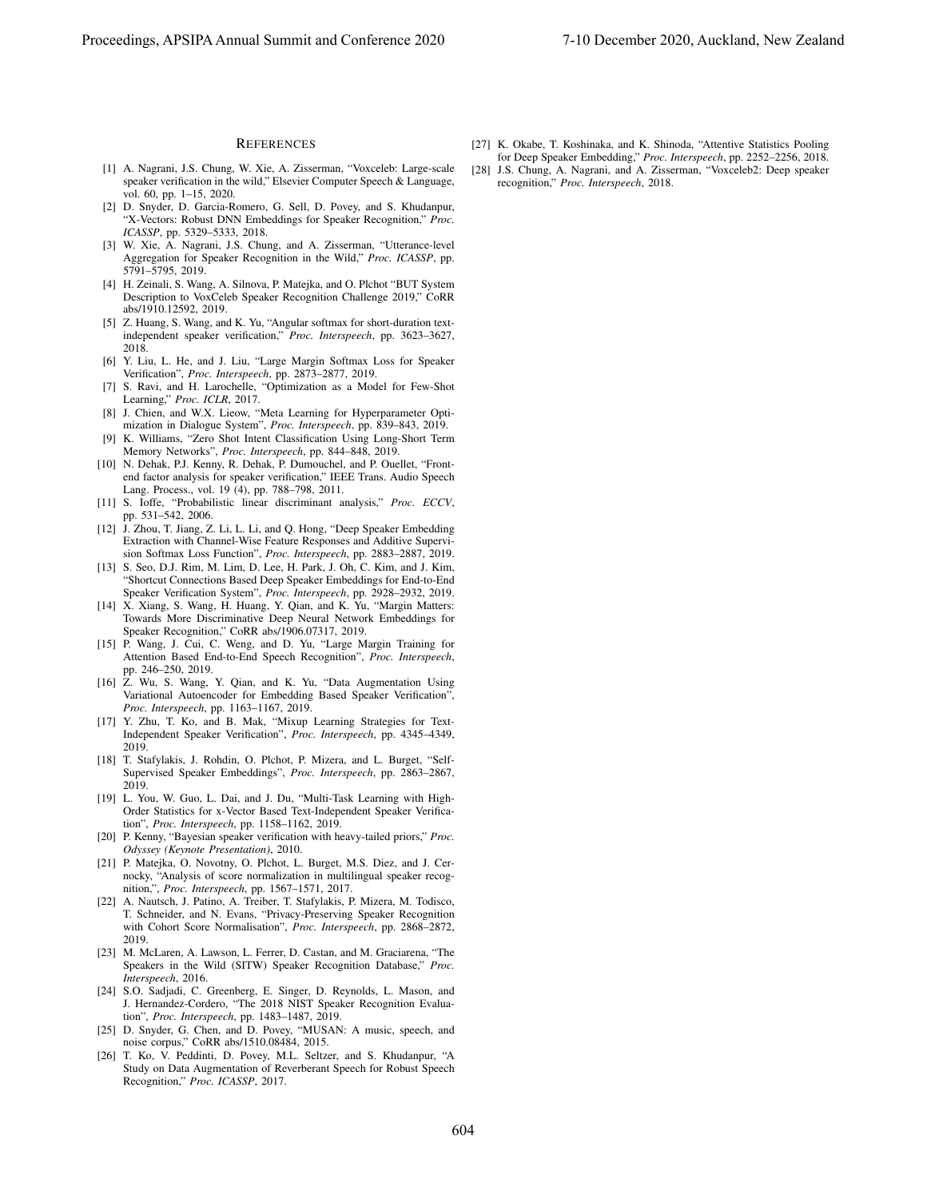## References

[1] A. Nagrani, J.S. Chung, W. Xie, A. Zisserman, "Voxceleb: Large-scale speaker verification in the wild," Elsevier Computer Speech & Language, vol. 60, pp. 1–15, 2020.

[2] D. Snyder, D. Garcia-Romero, G. Sell, D. Povey, and S. Khudanpur, "X-Vectors: Robust DNN Embeddings for Speaker Recognition," *Proc. ICASSP*, pp. 5329–5333, 2018.

[3] W. Xie, A. Nagrani, J.S. Chung, and A. Zisserman, "Utterance-level Aggregation for Speaker Recognition in the Wild," *Proc. ICASSP*, pp. 5791–5795, 2019.

[4] H. Zeinali, S. Wang, A. Silnova, P. Matejka, and O. Plchot "BUT System Description to VoxCeleb Speaker Recognition Challenge 2019," CoRR abs/1910.12592, 2019.

[5] Z. Huang, S. Wang, and K. Yu, "Angular softmax for short-duration text-independent speaker verification," *Proc. Interspeech*, pp. 3623–3627, 2018.

[6] Y. Liu, L. He, and J. Liu, "Large Margin Softmax Loss for Speaker Verification", *Proc. Interspeech*, pp. 2873–2877, 2019.

[7] S. Ravi, and H. Larochelle, "Optimization as a Model for Few-Shot Learning," *Proc. ICLR*, 2017.

[8] J. Chien, and W.X. Lieow, "Meta Learning for Hyperparameter Optimization in Dialogue System", *Proc. Interspeech*, pp. 839–843, 2019.

[9] K. Williams, "Zero Shot Intent Classification Using Long-Short Term Memory Networks", *Proc. Interspeech*, pp. 844–848, 2019.

[10] N. Dehak, P.J. Kenny, R. Dehak, P. Dumouchel, and P. Ouellet, "Front-end factor analysis for speaker verification," IEEE Trans. Audio Speech Lang. Process., vol. 19 (4), pp. 788–798, 2011.

[11] S. Ioffe, "Probabilistic linear discriminant analysis," *Proc. ECCV*, pp. 531–542, 2006.

[12] J. Zhou, T. Jiang, Z. Li, L. Li, and Q. Hong, "Deep Speaker Embedding Extraction with Channel-Wise Feature Responses and Additive Supervision Softmax Loss Function", *Proc. Interspeech*, pp. 2883–2887, 2019.

[13] S. Seo, D.J. Rim, M. Lim, D. Lee, H. Park, J. Oh, C. Kim, and J. Kim, "Shortcut Connections Based Deep Speaker Embeddings for End-to-End Speaker Verification System", *Proc. Interspeech*, pp. 2928–2932, 2019.

[14] X. Xiang, S. Wang, H. Huang, Y. Qian, and K. Yu, "Margin Matters: Towards More Discriminative Deep Neural Network Embeddings for Speaker Recognition," CoRR abs/1906.07317, 2019.

[15] P. Wang, J. Cui, C. Weng, and D. Yu, "Large Margin Training for Attention Based End-to-End Speech Recognition", *Proc. Interspeech*, pp. 246–250, 2019.

[16] Z. Wu, S. Wang, Y. Qian, and K. Yu, "Data Augmentation Using Variational Autoencoder for Embedding Based Speaker Verification", *Proc. Interspeech*, pp. 1163–1167, 2019.

[17] Y. Zhu, T. Ko, and B. Mak, "Mixup Learning Strategies for Text-Independent Speaker Verification", *Proc. Interspeech*, pp. 4345–4349, 2019.

[18] T. Stafylakis, J. Rohdin, O. Plchot, P. Mizera, and L. Burget, "Self-Supervised Speaker Embeddings", *Proc. Interspeech*, pp. 2863–2867, 2019.

[19] L. You, W. Guo, L. Dai, and J. Du, "Multi-Task Learning with High-Order Statistics for x-Vector Based Text-Independent Speaker Verification", *Proc. Interspeech*, pp. 1158–1162, 2019.

[20] P. Kenny, "Bayesian speaker verification with heavy-tailed priors," *Proc. Odyssey (Keynote Presentation)*, 2010.

[21] P. Matejka, O. Novotny, O. Plchot, L. Burget, M.S. Diez, and J. Cernocky, "Analysis of score normalization in multilingual speaker recognition,", *Proc. Interspeech*, pp. 1567–1571, 2017.

[22] A. Nautsch, J. Patino, A. Treiber, T. Stafylakis, P. Mizera, M. Todisco, T. Schneider, and N. Evans, "Privacy-Preserving Speaker Recognition with Cohort Score Normalisation", *Proc. Interspeech*, pp. 2868–2872, 2019.

[23] M. McLaren, A. Lawson, L. Ferrer, D. Castan, and M. Graciarena, "The Speakers in the Wild (SITW) Speaker Recognition Database," *Proc. Interspeech*, 2016.

[24] S.O. Sadjadi, C. Greenberg, E. Singer, D. Reynolds, L. Mason, and J. Hernandez-Cordero, "The 2018 NIST Speaker Recognition Evaluation", *Proc. Interspeech*, pp. 1483–1487, 2019.

[25] D. Snyder, G. Chen, and D. Povey, "MUSAN: A music, speech, and noise corpus," CoRR abs/1510.08484, 2015.

[26] T. Ko, V. Peddinti, D. Povey, M.L. Seltzer, and S. Khudanpur, "A Study on Data Augmentation of Reverberant Speech for Robust Speech Recognition," *Proc. ICASSP*, 2017.

[27] K. Okabe, T. Koshinaka, and K. Shinoda, "Attentive Statistics Pooling for Deep Speaker Embedding," *Proc. Interspeech*, pp. 2252–2256, 2018.

[28] J.S. Chung, A. Nagrani, and A. Zisserman, "Voxceleb2: Deep speaker recognition," *Proc. Interspeech*, 2018.